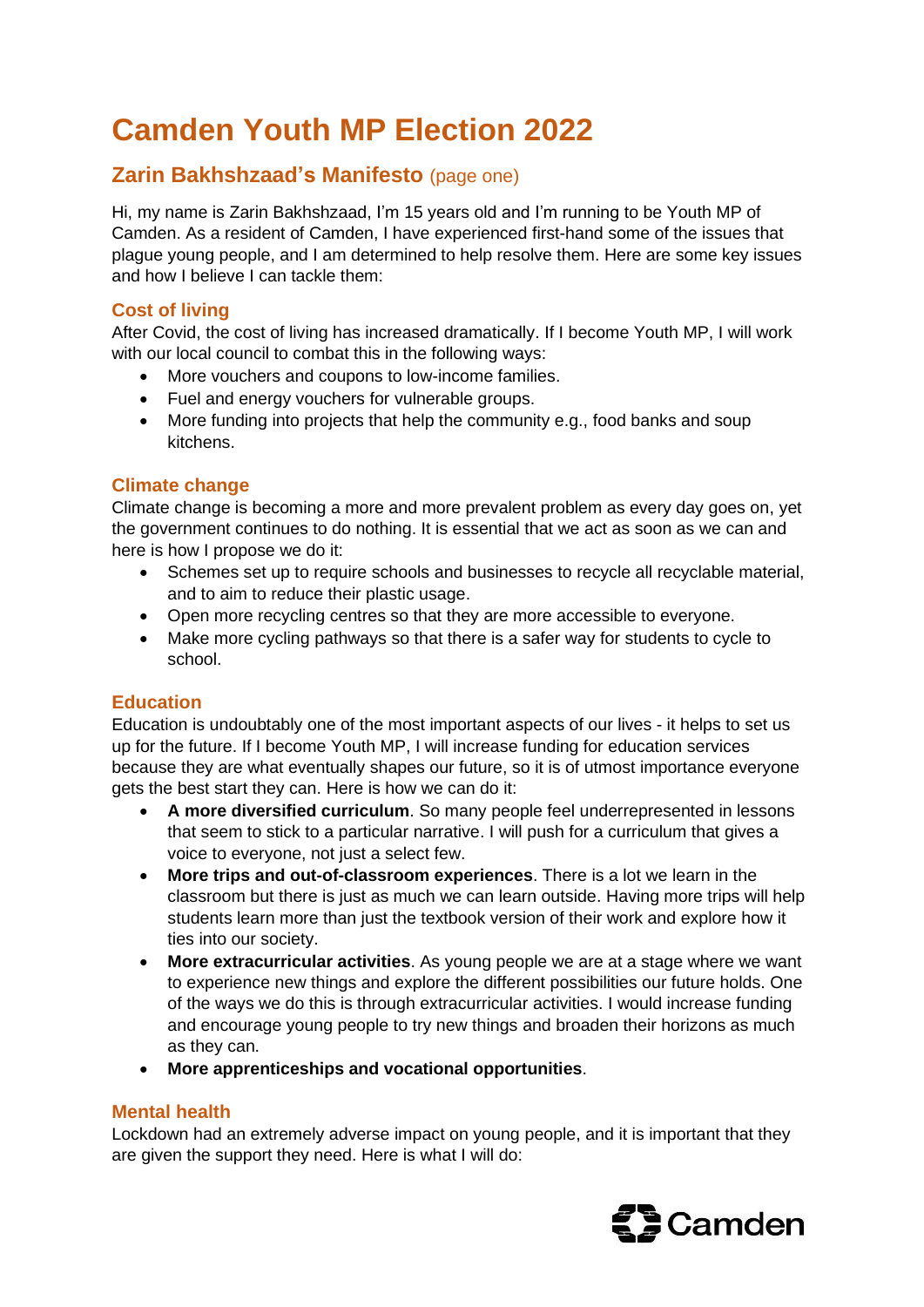# Camden Youth MP Election 2022

## Zarin Bakhshzaad's Manifesto (page one)

Hi, my name is Zarin Bakhshzaad, I'm 15 years old and I'm running to be Youth MP of Camden. As a resident of Camden, I have experienced first-hand some of the issues that plague young people, and I am determined to help resolve them. Here are some key issues and how I believe I can tackle them:

### Cost of living

After Covid, the cost of living has increased dramatically. If I become Youth MP, I will work with our local council to combat this in the following ways:

- More vouchers and coupons to low-income families.
- Fuel and energy vouchers for vulnerable groups.
- More funding into projects that help the community e.g., food banks and soup kitchens.

### Climate change

Climate change is becoming a more and more prevalent problem as every day goes on, yet the government continues to do nothing. It is essential that we act as soon as we can and here is how I propose we do it:

- Schemes set up to require schools and businesses to recycle all recyclable material, and to aim to reduce their plastic usage.
- Open more recycling centres so that they are more accessible to everyone.
- Make more cycling pathways so that there is a safer way for students to cycle to school.

### Education

Education is undoubtably one of the most important aspects of our lives - it helps to set us up for the future. If I become Youth MP, I will increase funding for education services because they are what eventually shapes our future, so it is of utmost importance everyone gets the best start they can. Here is how we can do it:

- **A more diversified curriculum**. So many people feel underrepresented in lessons that seem to stick to a particular narrative. I will push for a curriculum that gives a voice to everyone, not just a select few.
- **More trips and out-of-classroom experiences**. There is a lot we learn in the classroom but there is just as much we can learn outside. Having more trips will help students learn more than just the textbook version of their work and explore how it ties into our society.
- **More extracurricular activities**. As young people we are at a stage where we want to experience new things and explore the different possibilities our future holds. One of the ways we do this is through extracurricular activities. I would increase funding and encourage young people to try new things and broaden their horizons as much as they can.
- **More apprenticeships and vocational opportunities**.

### Mental health

Lockdown had an extremely adverse impact on young people, and it is important that they are given the support they need. Here is what I will do: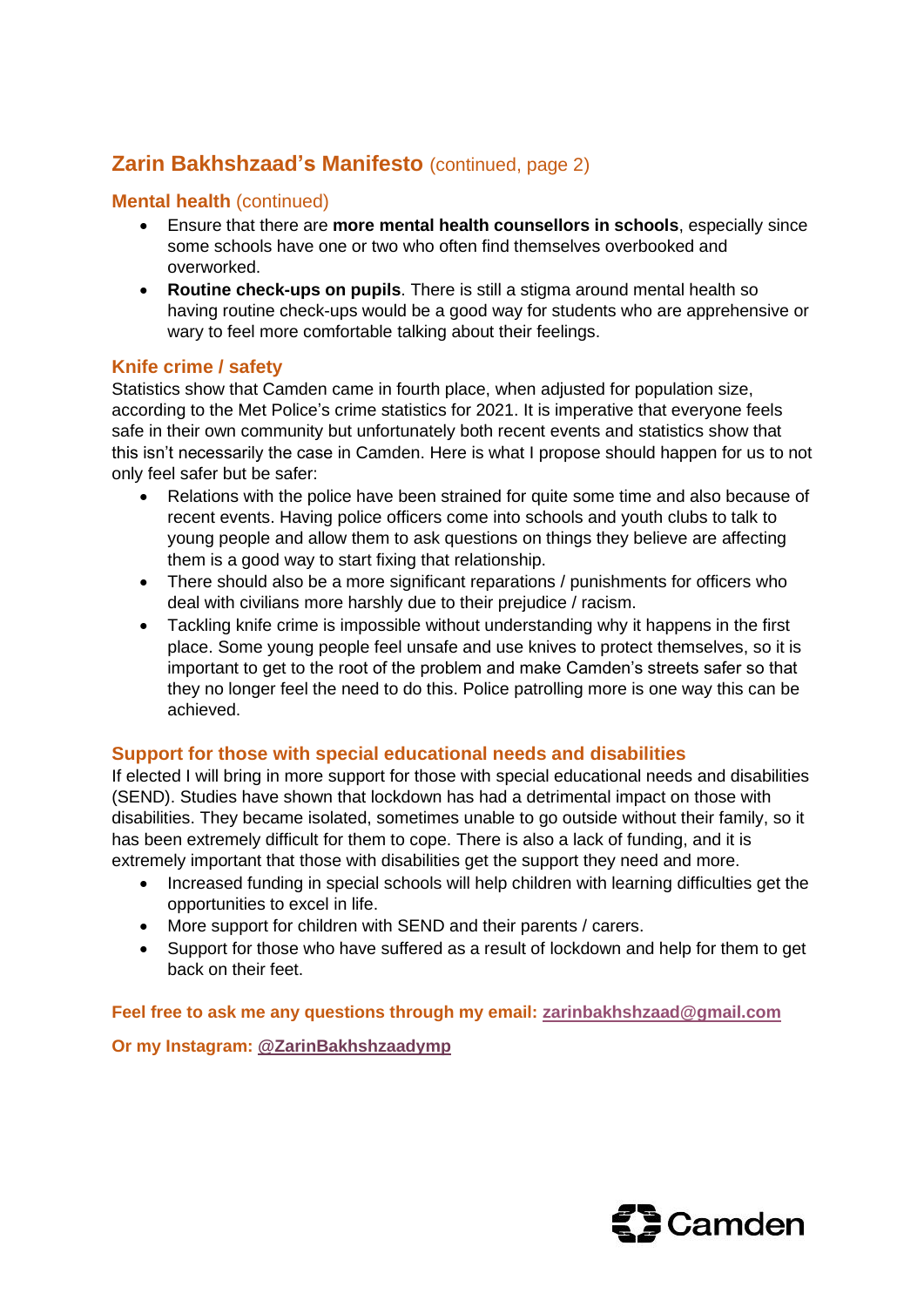## Zarin Bakhshzaad's Manifesto (continued, page 2)

### Mental health (continued)

- Ensure that there are **more mental health counsellors in schools**, especially since some schools have one or two who often find themselves overbooked and overworked.
- **Routine check-ups on pupils**. There is still a stigma around mental health so having routine check-ups would be a good way for students who are apprehensive or wary to feel more comfortable talking about their feelings.

### Knife crime / safety

Statistics show that Camden came in fourth place, when adjusted for population size, according to the Met Police's crime statistics for 2021. It is imperative that everyone feels safe in their own community but unfortunately both recent events and statistics show that this isn't necessarily the case in Camden. Here is what I propose should happen for us to not only feel safer but be safer:

- Relations with the police have been strained for quite some time and also because of recent events. Having police officers come into schools and youth clubs to talk to young people and allow them to ask questions on things they believe are affecting them is a good way to start fixing that relationship.
- There should also be a more significant reparations / punishments for officers who deal with civilians more harshly due to their prejudice / racism.
- Tackling knife crime is impossible without understanding why it happens in the first place. Some young people feel unsafe and use knives to protect themselves, so it is important to get to the root of the problem and make Camden's streets safer so that they no longer feel the need to do this. Police patrolling more is one way this can be achieved.

### Support for those with special educational needs and disabilities

If elected I will bring in more support for those with special educational needs and disabilities (SEND). Studies have shown that lockdown has had a detrimental impact on those with disabilities. They became isolated, sometimes unable to go outside without their family, so it has been extremely difficult for them to cope. There is also a lack of funding, and it is extremely important that those with disabilities get the support they need and more.

- Increased funding in special schools will help children with learning difficulties get the opportunities to excel in life.
- More support for children with SEND and their parents / carers.
- Support for those who have suffered as a result of lockdown and help for them to get back on their feet.

**Feel free to ask me any questions through my email: zarinbakhshzaad@gmail.com**

**Or my Instagram: @ZarinBakhshzaadymp**

Camden